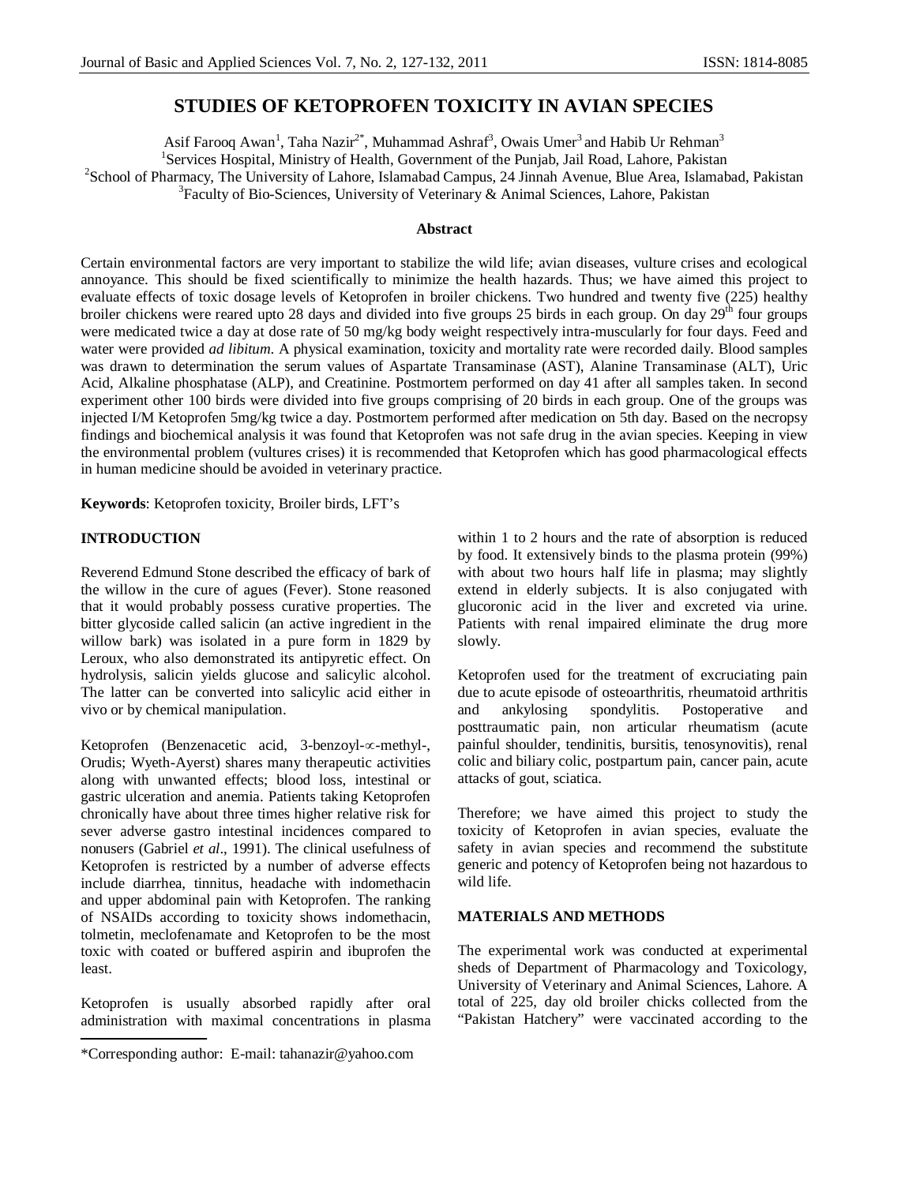# STUDIES OF KETOPROFEN TOXICITY IN AVIAN SPECIES

Asif Farooq Awan[1], Taha Nazir[2*], Muhammad Ashraf[3], Owais Umer[3] and Habib Ur Rehman[3]

[1]Services Hospital, Ministry of Health, Government of the Punjab, Jail Road, Lahore, Pakistan

[2]School of Pharmacy, The University of Lahore, Islamabad Campus, 24 Jinnah Avenue, Blue Area, Islamabad, Pakistan

[3]Faculty of Bio-Sciences, University of Veterinary & Animal Sciences, Lahore, Pakistan

### Abstract

Certain environmental factors are very important to stabilize the wild life; avian diseases, vulture crises and ecological annoyance. This should be fixed scientifically to minimize the health hazards. Thus; we have aimed this project to evaluate effects of toxic dosage levels of Ketoprofen in broiler chickens. Two hundred and twenty five (225) healthy broiler chickens were reared upto 28 days and divided into five groups 25 birds in each group. On day 29th four groups were medicated twice a day at dose rate of 50 mg/kg body weight respectively intra-muscularly for four days. Feed and water were provided *ad libitum*. A physical examination, toxicity and mortality rate were recorded daily. Blood samples was drawn to determination the serum values of Aspartate Transaminase (AST), Alanine Transaminase (ALT), Uric Acid, Alkaline phosphatase (ALP), and Creatinine. Postmortem performed on day 41 after all samples taken. In second experiment other 100 birds were divided into five groups comprising of 20 birds in each group. One of the groups was injected I/M Ketoprofen 5mg/kg twice a day. Postmortem performed after medication on 5th day. Based on the necropsy findings and biochemical analysis it was found that Ketoprofen was not safe drug in the avian species. Keeping in view the environmental problem (vultures crises) it is recommended that Ketoprofen which has good pharmacological effects in human medicine should be avoided in veterinary practice.

**Keywords**: Ketoprofen toxicity, Broiler birds, LFT's

## INTRODUCTION

Reverend Edmund Stone described the efficacy of bark of the willow in the cure of agues (Fever). Stone reasoned that it would probably possess curative properties. The bitter glycoside called salicin (an active ingredient in the willow bark) was isolated in a pure form in 1829 by Leroux, who also demonstrated its antipyretic effect. On hydrolysis, salicin yields glucose and salicylic alcohol. The latter can be converted into salicylic acid either in vivo or by chemical manipulation.

Ketoprofen (Benzenacetic acid, 3-benzoyl-∝-methyl-, Orudis; Wyeth-Ayerst) shares many therapeutic activities along with unwanted effects; blood loss, intestinal or gastric ulceration and anemia. Patients taking Ketoprofen chronically have about three times higher relative risk for sever adverse gastro intestinal incidences compared to nonusers (Gabriel *et al*., 1991). The clinical usefulness of Ketoprofen is restricted by a number of adverse effects include diarrhea, tinnitus, headache with indomethacin and upper abdominal pain with Ketoprofen. The ranking of NSAIDs according to toxicity shows indomethacin, tolmetin, meclofenamate and Ketoprofen to be the most toxic with coated or buffered aspirin and ibuprofen the least.

Ketoprofen is usually absorbed rapidly after oral administration with maximal concentrations in plasma within 1 to 2 hours and the rate of absorption is reduced by food. It extensively binds to the plasma protein (99%) with about two hours half life in plasma; may slightly extend in elderly subjects. It is also conjugated with glucoronic acid in the liver and excreted via urine. Patients with renal impaired eliminate the drug more slowly.

Ketoprofen used for the treatment of excruciating pain due to acute episode of osteoarthritis, rheumatoid arthritis and ankylosing spondylitis. Postoperative and posttraumatic pain, non articular rheumatism (acute painful shoulder, tendinitis, bursitis, tenosynovitis), renal colic and biliary colic, postpartum pain, cancer pain, acute attacks of gout, sciatica.

Therefore; we have aimed this project to study the toxicity of Ketoprofen in avian species, evaluate the safety in avian species and recommend the substitute generic and potency of Ketoprofen being not hazardous to wild life.

## MATERIALS AND METHODS

The experimental work was conducted at experimental sheds of Department of Pharmacology and Toxicology, University of Veterinary and Animal Sciences, Lahore. A total of 225, day old broiler chicks collected from the "Pakistan Hatchery" were vaccinated according to the

*Corresponding author: E-mail: tahanazir@yahoo.com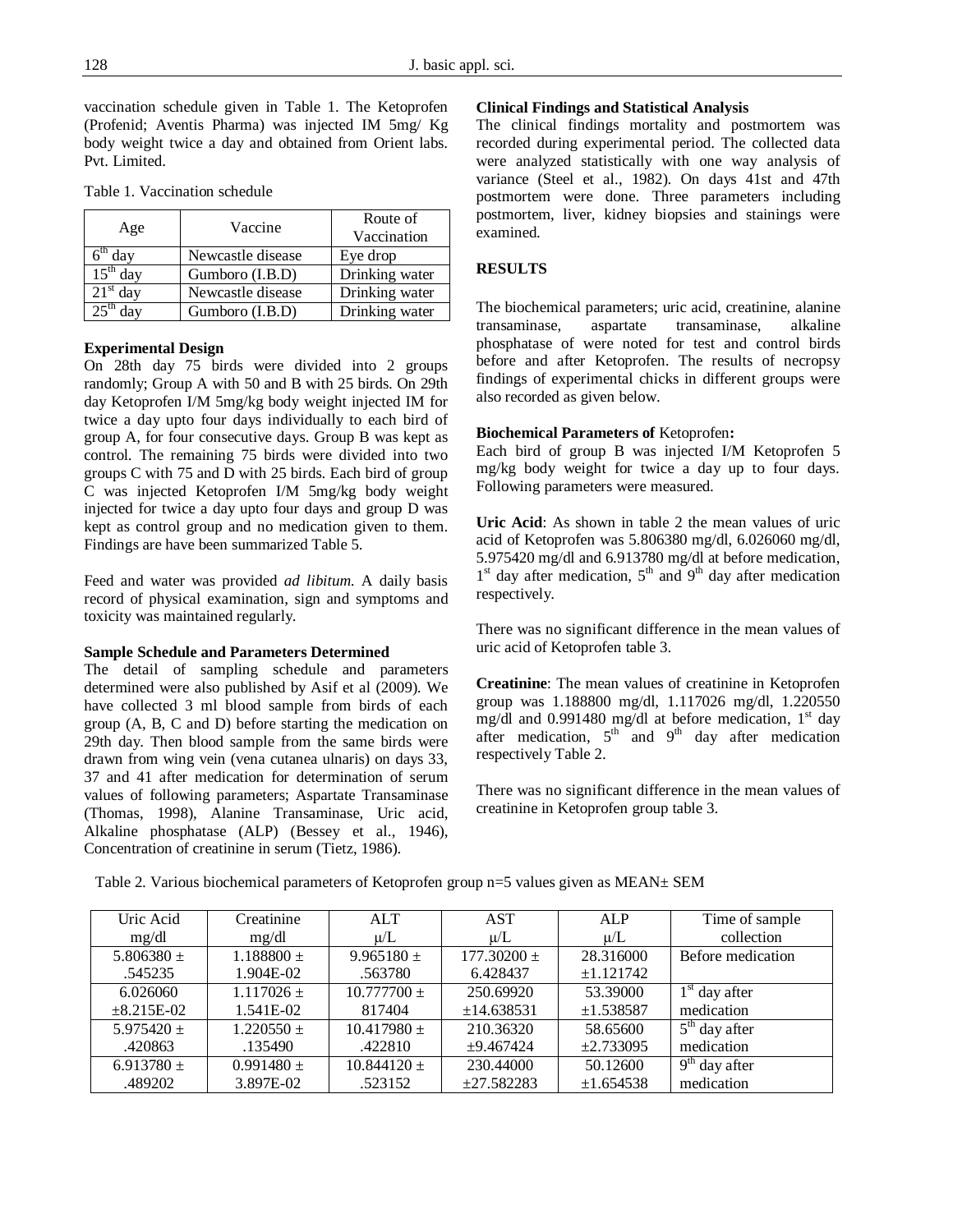vaccination schedule given in Table 1. The Ketoprofen (Profenid; Aventis Pharma) was injected IM 5mg/ Kg body weight twice a day and obtained from Orient labs. Pvt. Limited.

Table 1. Vaccination schedule

| Age | Vaccine | Route of Vaccination |
|---|---|---|
| 6th day | Newcastle disease | Eye drop |
| 15th day | Gumboro (I.B.D) | Drinking water |
| 21st day | Newcastle disease | Drinking water |
| 25th day | Gumboro (I.B.D) | Drinking water |

**Experimental Design**

On 28th day 75 birds were divided into 2 groups randomly; Group A with 50 and B with 25 birds. On 29th day Ketoprofen I/M 5mg/kg body weight injected IM for twice a day upto four days individually to each bird of group A, for four consecutive days. Group B was kept as control. The remaining 75 birds were divided into two groups C with 75 and D with 25 birds. Each bird of group C was injected Ketoprofen I/M 5mg/kg body weight injected for twice a day upto four days and group D was kept as control group and no medication given to them. Findings are have been summarized Table 5.

Feed and water was provided *ad libitum.* A daily basis record of physical examination, sign and symptoms and toxicity was maintained regularly.

**Sample Schedule and Parameters Determined**

The detail of sampling schedule and parameters determined were also published by Asif et al (2009). We have collected 3 ml blood sample from birds of each group (A, B, C and D) before starting the medication on 29th day. Then blood sample from the same birds were drawn from wing vein (vena cutanea ulnaris) on days 33, 37 and 41 after medication for determination of serum values of following parameters; Aspartate Transaminase (Thomas, 1998), Alanine Transaminase, Uric acid, Alkaline phosphatase (ALP) (Bessey et al., 1946), Concentration of creatinine in serum (Tietz, 1986).

**Clinical Findings and Statistical Analysis**

The clinical findings mortality and postmortem was recorded during experimental period. The collected data were analyzed statistically with one way analysis of variance (Steel et al., 1982). On days 41st and 47th postmortem were done. Three parameters including postmortem, liver, kidney biopsies and stainings were examined.

## RESULTS

The biochemical parameters; uric acid, creatinine, alanine transaminase, aspartate transaminase, alkaline phosphatase of were noted for test and control birds before and after Ketoprofen. The results of necropsy findings of experimental chicks in different groups were also recorded as given below.

**Biochemical Parameters of** Ketoprofen**:**

Each bird of group B was injected I/M Ketoprofen 5 mg/kg body weight for twice a day up to four days. Following parameters were measured.

**Uric Acid**: As shown in table 2 the mean values of uric acid of Ketoprofen was 5.806380 mg/dl, 6.026060 mg/dl, 5.975420 mg/dl and 6.913780 mg/dl at before medication, 1st day after medication, 5th and 9th day after medication respectively.

There was no significant difference in the mean values of uric acid of Ketoprofen table 3.

**Creatinine**: The mean values of creatinine in Ketoprofen group was 1.188800 mg/dl, 1.117026 mg/dl, 1.220550 mg/dl and 0.991480 mg/dl at before medication, 1st day after medication, 5th and 9th day after medication respectively Table 2.

There was no significant difference in the mean values of creatinine in Ketoprofen group table 3.

Table 2. Various biochemical parameters of Ketoprofen group n=5 values given as MEAN± SEM

| Uric Acid mg/dl | Creatinine mg/dl | ALT μ/L | AST μ/L | ALP μ/L | Time of sample collection |
|---|---|---|---|---|---|
| 5.806380 ± .545235 | 1.188800 ± 1.904E-02 | 9.965180 ± .563780 | 177.30200 ± 6.428437 | 28.316000 ±1.121742 | Before medication |
| 6.026060 ±8.215E-02 | 1.117026 ± 1.541E-02 | 10.777700 ± 817404 | 250.69920 ±14.638531 | 53.39000 ±1.538587 | 1st day after medication |
| 5.975420 ± .420863 | 1.220550 ± .135490 | 10.417980 ± .422810 | 210.36320 ±9.467424 | 58.65600 ±2.733095 | 5th day after medication |
| 6.913780 ± .489202 | 0.991480 ± 3.897E-02 | 10.844120 ± .523152 | 230.44000 ±27.582283 | 50.12600 ±1.654538 | 9th day after medication |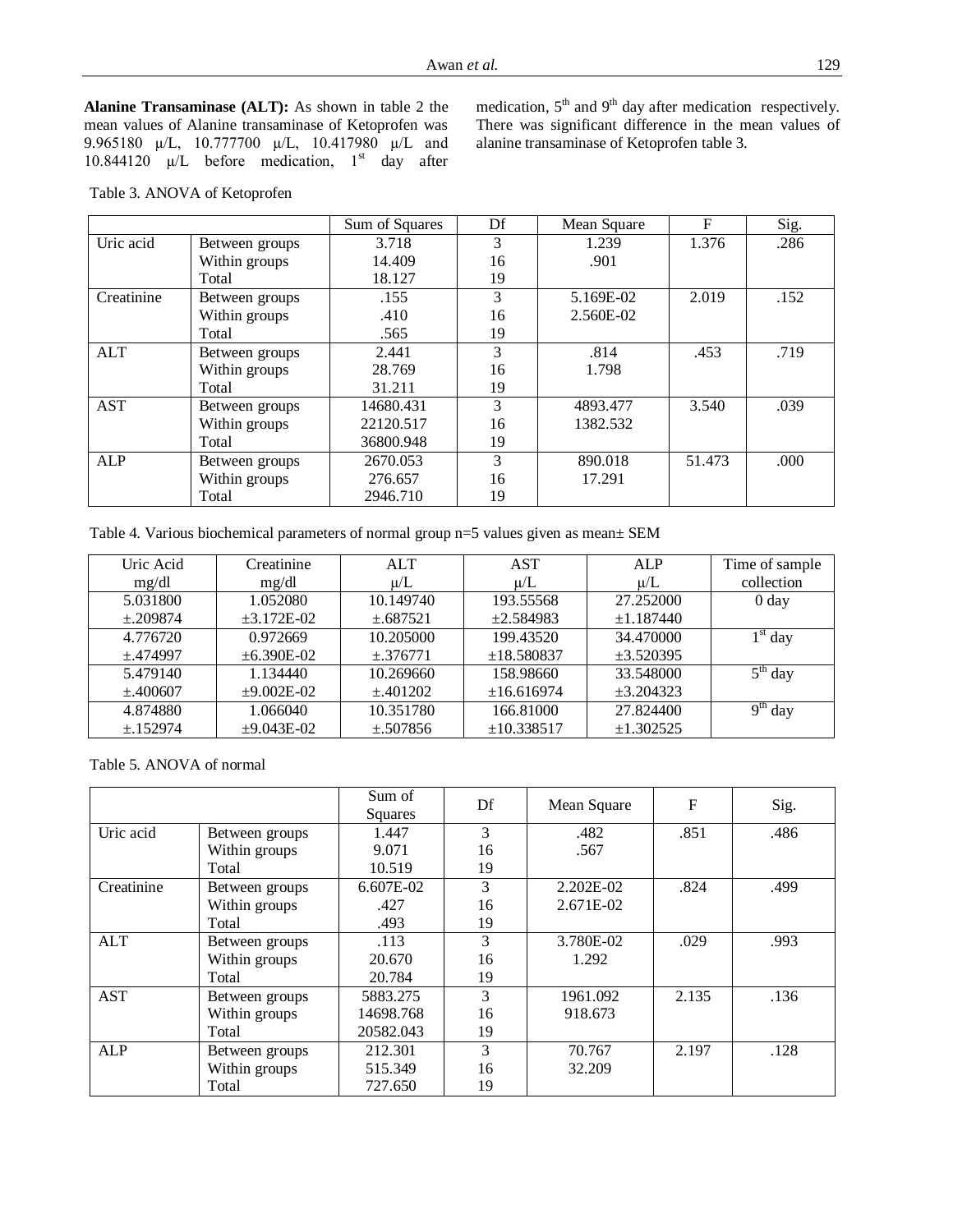**Alanine Transaminase (ALT):** As shown in table 2 the mean values of Alanine transaminase of Ketoprofen was 9.965180 μ/L, 10.777700 μ/L, 10.417980 μ/L and 10.844120 μ/L before medication, 1st day after medication, 5th and 9th day after medication respectively. There was significant difference in the mean values of alanine transaminase of Ketoprofen table 3.

Table 3. ANOVA of Ketoprofen

| | | Sum of Squares | Df | Mean Square | F | Sig. |
|---|---|---|---|---|---|---|
| Uric acid | Between groups | 3.718 | 3 | 1.239 | 1.376 | .286 |
| | Within groups | 14.409 | 16 | .901 | | |
| | Total | 18.127 | 19 | | | |
| Creatinine | Between groups | .155 | 3 | 5.169E-02 | 2.019 | .152 |
| | Within groups | .410 | 16 | 2.560E-02 | | |
| | Total | .565 | 19 | | | |
| ALT | Between groups | 2.441 | 3 | .814 | .453 | .719 |
| | Within groups | 28.769 | 16 | 1.798 | | |
| | Total | 31.211 | 19 | | | |
| AST | Between groups | 14680.431 | 3 | 4893.477 | 3.540 | .039 |
| | Within groups | 22120.517 | 16 | 1382.532 | | |
| | Total | 36800.948 | 19 | | | |
| ALP | Between groups | 2670.053 | 3 | 890.018 | 51.473 | .000 |
| | Within groups | 276.657 | 16 | 17.291 | | |
| | Total | 2946.710 | 19 | | | |

Table 4. Various biochemical parameters of normal group n=5 values given as mean± SEM

| Uric Acid mg/dl | Creatinine mg/dl | ALT μ/L | AST μ/L | ALP μ/L | Time of sample collection |
|---|---|---|---|---|---|
| 5.031800 ±.209874 | 1.052080 ±3.172E-02 | 10.149740 ±.687521 | 193.55568 ±2.584983 | 27.252000 ±1.187440 | 0 day |
| 4.776720 ±.474997 | 0.972669 ±6.390E-02 | 10.205000 ±.376771 | 199.43520 ±18.580837 | 34.470000 ±3.520395 | 1st day |
| 5.479140 ±.400607 | 1.134440 ±9.002E-02 | 10.269660 ±.401202 | 158.98660 ±16.616974 | 33.548000 ±3.204323 | 5th day |
| 4.874880 ±.152974 | 1.066040 ±9.043E-02 | 10.351780 ±.507856 | 166.81000 ±10.338517 | 27.824400 ±1.302525 | 9th day |

Table 5. ANOVA of normal

| | | Sum of Squares | Df | Mean Square | F | Sig. |
|---|---|---|---|---|---|---|
| Uric acid | Between groups | 1.447 | 3 | .482 | .851 | .486 |
| | Within groups | 9.071 | 16 | .567 | | |
| | Total | 10.519 | 19 | | | |
| Creatinine | Between groups | 6.607E-02 | 3 | 2.202E-02 | .824 | .499 |
| | Within groups | .427 | 16 | 2.671E-02 | | |
| | Total | .493 | 19 | | | |
| ALT | Between groups | .113 | 3 | 3.780E-02 | .029 | .993 |
| | Within groups | 20.670 | 16 | 1.292 | | |
| | Total | 20.784 | 19 | | | |
| AST | Between groups | 5883.275 | 3 | 1961.092 | 2.135 | .136 |
| | Within groups | 14698.768 | 16 | 918.673 | | |
| | Total | 20582.043 | 19 | | | |
| ALP | Between groups | 212.301 | 3 | 70.767 | 2.197 | .128 |
| | Within groups | 515.349 | 16 | 32.209 | | |
| | Total | 727.650 | 19 | | | |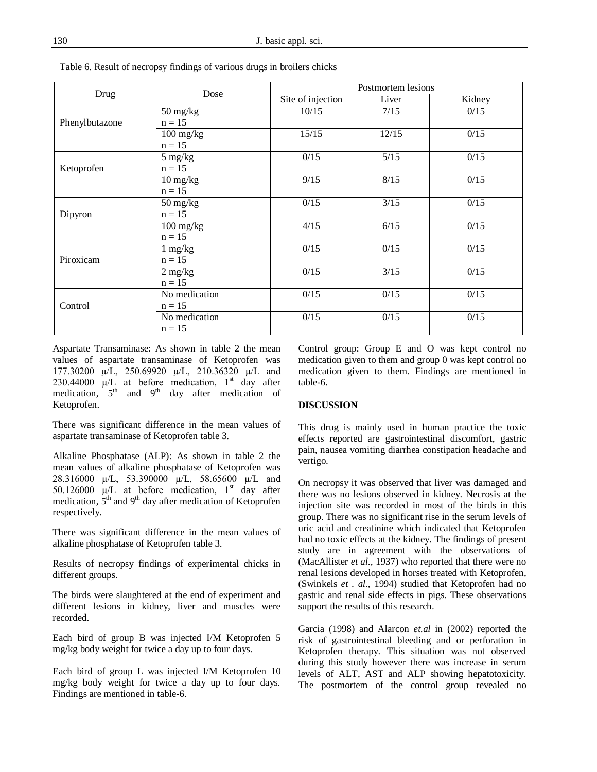Table 6. Result of necropsy findings of various drugs in broilers chicks

| Drug | Dose | Postmortem lesions | | |
|---|---|---|---|---|
| | | Site of injection | Liver | Kidney |
| Phenylbutazone | 50 mg/kg n = 15 | 10/15 | 7/15 | 0/15 |
| | 100 mg/kg n = 15 | 15/15 | 12/15 | 0/15 |
| Ketoprofen | 5 mg/kg n = 15 | 0/15 | 5/15 | 0/15 |
| | 10 mg/kg n = 15 | 9/15 | 8/15 | 0/15 |
| Dipyron | 50 mg/kg n = 15 | 0/15 | 3/15 | 0/15 |
| | 100 mg/kg n = 15 | 4/15 | 6/15 | 0/15 |
| Piroxicam | 1 mg/kg n = 15 | 0/15 | 0/15 | 0/15 |
| | 2 mg/kg n = 15 | 0/15 | 3/15 | 0/15 |
| Control | No medication n = 15 | 0/15 | 0/15 | 0/15 |
| | No medication n = 15 | 0/15 | 0/15 | 0/15 |

Aspartate Transaminase: As shown in table 2 the mean values of aspartate transaminase of Ketoprofen was 177.30200 µ/L, 250.69920 µ/L, 210.36320 µ/L and 230.44000 µ/L at before medication, 1st day after medication, 5th and 9th day after medication of Ketoprofen.

There was significant difference in the mean values of aspartate transaminase of Ketoprofen table 3.

Alkaline Phosphatase (ALP): As shown in table 2 the mean values of alkaline phosphatase of Ketoprofen was 28.316000 µ/L, 53.390000 µ/L, 58.65600 µ/L and 50.126000 µ/L at before medication, 1st day after medication, 5th and 9th day after medication of Ketoprofen respectively.

There was significant difference in the mean values of alkaline phosphatase of Ketoprofen table 3.

Results of necropsy findings of experimental chicks in different groups.

The birds were slaughtered at the end of experiment and different lesions in kidney, liver and muscles were recorded.

Each bird of group B was injected I/M Ketoprofen 5 mg/kg body weight for twice a day up to four days.

Each bird of group L was injected I/M Ketoprofen 10 mg/kg body weight for twice a day up to four days. Findings are mentioned in table-6.

Control group: Group E and O was kept control no medication given to them and group 0 was kept control no medication given to them. Findings are mentioned in table-6.

## DISCUSSION

This drug is mainly used in human practice the toxic effects reported are gastrointestinal discomfort, gastric pain, nausea vomiting diarrhea constipation headache and vertigo.

On necropsy it was observed that liver was damaged and there was no lesions observed in kidney. Necrosis at the injection site was recorded in most of the birds in this group. There was no significant rise in the serum levels of uric acid and creatinine which indicated that Ketoprofen had no toxic effects at the kidney. The findings of present study are in agreement with the observations of (MacAllister *et al.,* 1937) who reported that there were no renal lesions developed in horses treated with Ketoprofen, (Swinkels *et . al.,* 1994) studied that Ketoprofen had no gastric and renal side effects in pigs. These observations support the results of this research.

Garcia (1998) and Alarcon *et.al* in (2002) reported the risk of gastrointestinal bleeding and or perforation in Ketoprofen therapy. This situation was not observed during this study however there was increase in serum levels of ALT, AST and ALP showing hepatotoxicity. The postmortem of the control group revealed no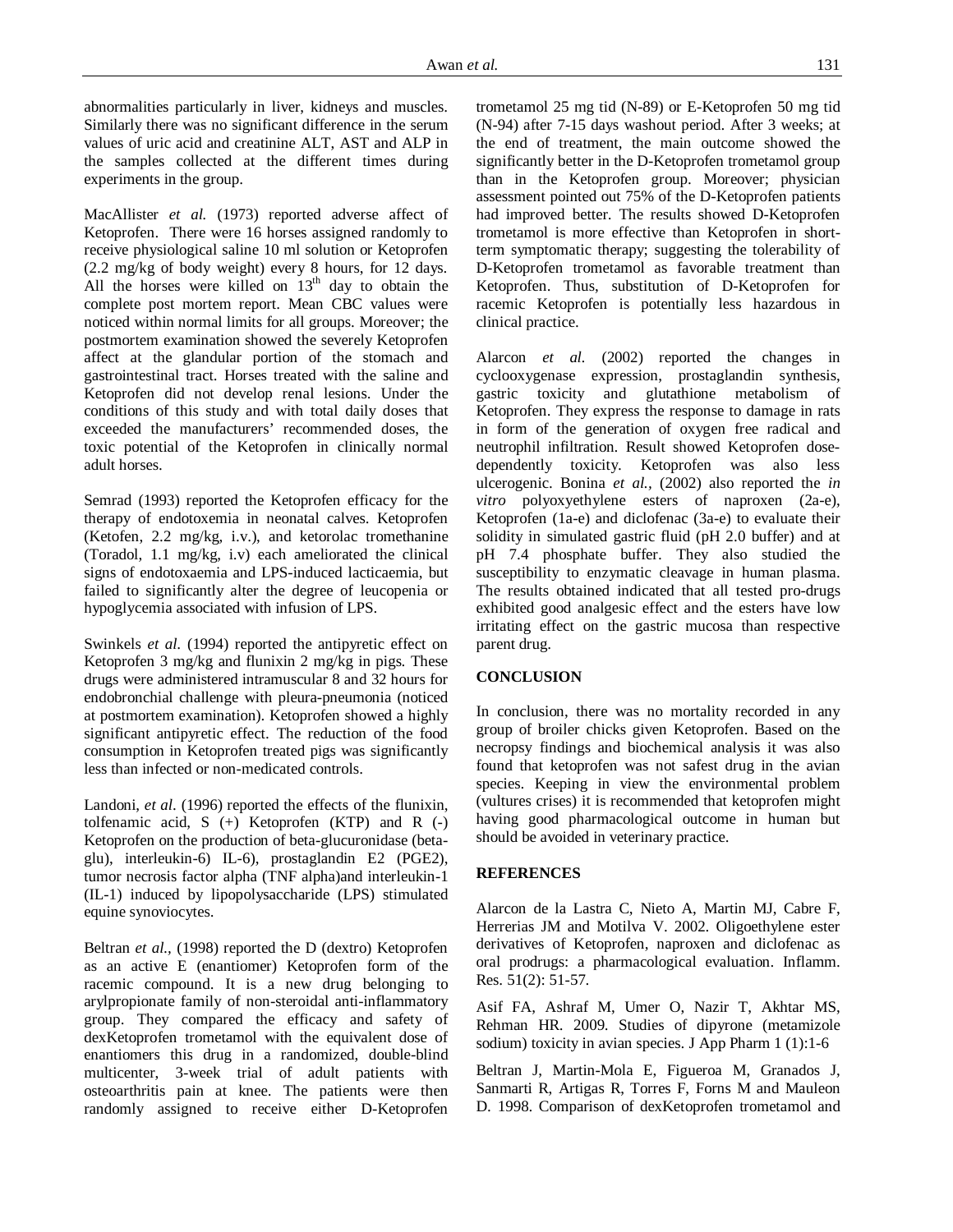abnormalities particularly in liver, kidneys and muscles. Similarly there was no significant difference in the serum values of uric acid and creatinine ALT, AST and ALP in the samples collected at the different times during experiments in the group.

MacAllister *et al.* (1973) reported adverse affect of Ketoprofen. There were 16 horses assigned randomly to receive physiological saline 10 ml solution or Ketoprofen (2.2 mg/kg of body weight) every 8 hours, for 12 days. All the horses were killed on $13^{th}$ day to obtain the complete post mortem report. Mean CBC values were noticed within normal limits for all groups. Moreover; the postmortem examination showed the severely Ketoprofen affect at the glandular portion of the stomach and gastrointestinal tract. Horses treated with the saline and Ketoprofen did not develop renal lesions. Under the conditions of this study and with total daily doses that exceeded the manufacturers' recommended doses, the toxic potential of the Ketoprofen in clinically normal adult horses.

Semrad (1993) reported the Ketoprofen efficacy for the therapy of endotoxemia in neonatal calves. Ketoprofen (Ketofen, 2.2 mg/kg, i.v.), and ketorolac tromethanine (Toradol, 1.1 mg/kg, i.v) each ameliorated the clinical signs of endotoxaemia and LPS-induced lacticaemia, but failed to significantly alter the degree of leucopenia or hypoglycemia associated with infusion of LPS.

Swinkels *et al.* (1994) reported the antipyretic effect on Ketoprofen 3 mg/kg and flunixin 2 mg/kg in pigs. These drugs were administered intramuscular 8 and 32 hours for endobronchial challenge with pleura-pneumonia (noticed at postmortem examination). Ketoprofen showed a highly significant antipyretic effect. The reduction of the food consumption in Ketoprofen treated pigs was significantly less than infected or non-medicated controls.

Landoni, *et al*. (1996) reported the effects of the flunixin, tolfenamic acid, S (+) Ketoprofen (KTP) and R (-) Ketoprofen on the production of beta-glucuronidase (beta-glu), interleukin-6) IL-6), prostaglandin E2 (PGE2), tumor necrosis factor alpha (TNF alpha)and interleukin-1 (IL-1) induced by lipopolysaccharide (LPS) stimulated equine synoviocytes.

Beltran *et al.,* (1998) reported the D (dextro) Ketoprofen as an active E (enantiomer) Ketoprofen form of the racemic compound. It is a new drug belonging to arylpropionate family of non-steroidal anti-inflammatory group. They compared the efficacy and safety of dexKetoprofen trometamol with the equivalent dose of enantiomers this drug in a randomized, double-blind multicenter, 3-week trial of adult patients with osteoarthritis pain at knee. The patients were then randomly assigned to receive either D-Ketoprofen trometamol 25 mg tid (N-89) or E-Ketoprofen 50 mg tid (N-94) after 7-15 days washout period. After 3 weeks; at the end of treatment, the main outcome showed the significantly better in the D-Ketoprofen trometamol group than in the Ketoprofen group. Moreover; physician assessment pointed out 75% of the D-Ketoprofen patients had improved better. The results showed D-Ketoprofen trometamol is more effective than Ketoprofen in short-term symptomatic therapy; suggesting the tolerability of D-Ketoprofen trometamol as favorable treatment than Ketoprofen. Thus, substitution of D-Ketoprofen for racemic Ketoprofen is potentially less hazardous in clinical practice.

Alarcon *et al.* (2002) reported the changes in cyclooxygenase expression, prostaglandin synthesis, gastric toxicity and glutathione metabolism of Ketoprofen. They express the response to damage in rats in form of the generation of oxygen free radical and neutrophil infiltration. Result showed Ketoprofen dose-dependently toxicity. Ketoprofen was also less ulcerogenic. Bonina *et al.,* (2002) also reported the *in vitro* polyoxyethylene esters of naproxen (2a-e), Ketoprofen (1a-e) and diclofenac (3a-e) to evaluate their solidity in simulated gastric fluid (pH 2.0 buffer) and at pH 7.4 phosphate buffer. They also studied the susceptibility to enzymatic cleavage in human plasma. The results obtained indicated that all tested pro-drugs exhibited good analgesic effect and the esters have low irritating effect on the gastric mucosa than respective parent drug.

## CONCLUSION

In conclusion, there was no mortality recorded in any group of broiler chicks given Ketoprofen. Based on the necropsy findings and biochemical analysis it was also found that ketoprofen was not safest drug in the avian species. Keeping in view the environmental problem (vultures crises) it is recommended that ketoprofen might having good pharmacological outcome in human but should be avoided in veterinary practice.

## REFERENCES

Alarcon de la Lastra C, Nieto A, Martin MJ, Cabre F, Herrerias JM and Motilva V. 2002. Oligoethylene ester derivatives of Ketoprofen, naproxen and diclofenac as oral prodrugs: a pharmacological evaluation. Inflamm. Res. 51(2): 51-57.

Asif FA, Ashraf M, Umer O, Nazir T, Akhtar MS, Rehman HR. 2009. Studies of dipyrone (metamizole sodium) toxicity in avian species. J App Pharm 1 (1):1-6

Beltran J, Martin-Mola E, Figueroa M, Granados J, Sanmarti R, Artigas R, Torres F, Forns M and Mauleon D. 1998. Comparison of dexKetoprofen trometamol and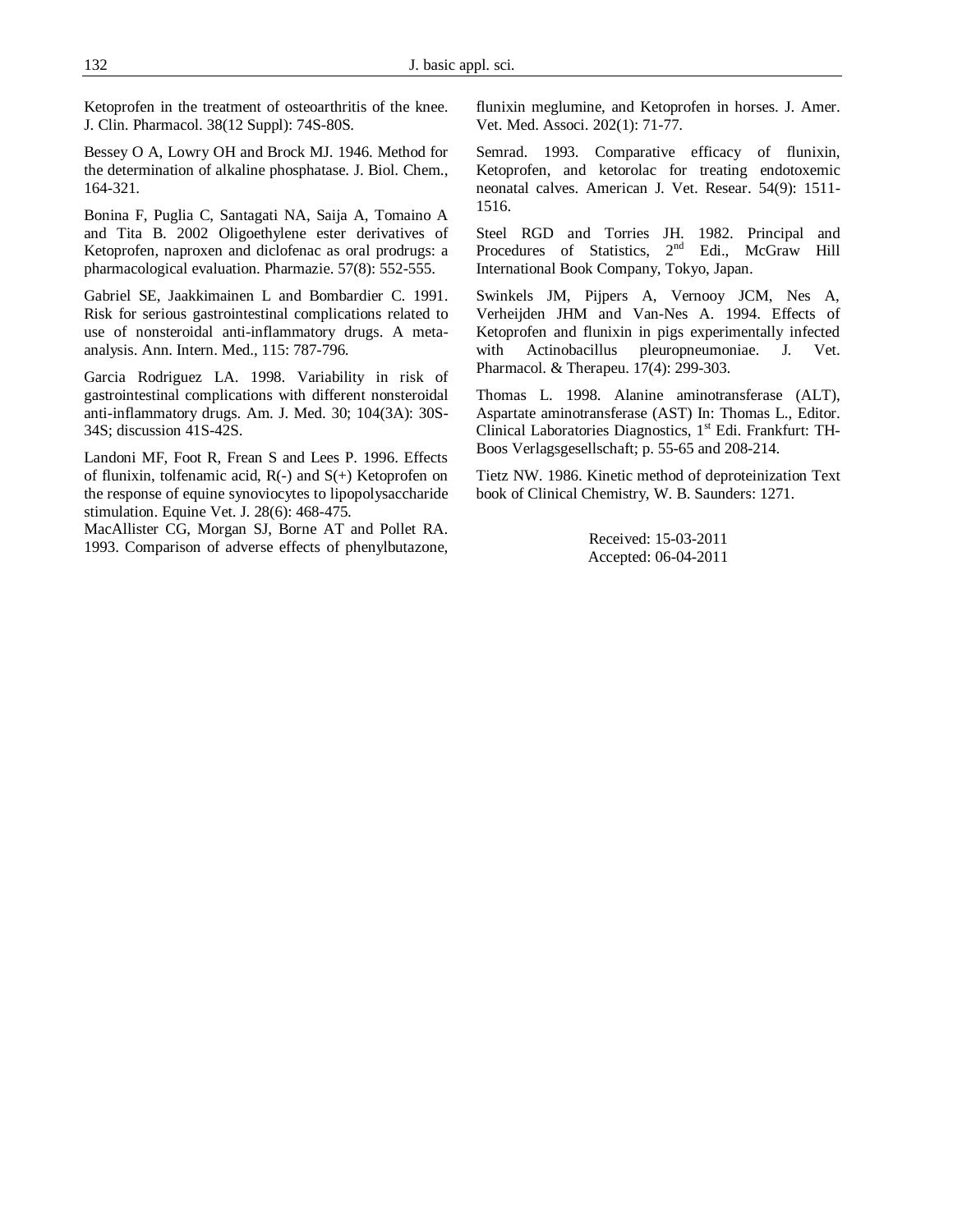Ketoprofen in the treatment of osteoarthritis of the knee. J. Clin. Pharmacol. 38(12 Suppl): 74S-80S.

Bessey O A, Lowry OH and Brock MJ. 1946. Method for the determination of alkaline phosphatase. J. Biol. Chem., 164-321.

Bonina F, Puglia C, Santagati NA, Saija A, Tomaino A and Tita B. 2002 Oligoethylene ester derivatives of Ketoprofen, naproxen and diclofenac as oral prodrugs: a pharmacological evaluation. Pharmazie. 57(8): 552-555.

Gabriel SE, Jaakkimainen L and Bombardier C. 1991. Risk for serious gastrointestinal complications related to use of nonsteroidal anti-inflammatory drugs. A meta-analysis. Ann. Intern. Med., 115: 787-796.

Garcia Rodriguez LA. 1998. Variability in risk of gastrointestinal complications with different nonsteroidal anti-inflammatory drugs. Am. J. Med. 30; 104(3A): 30S-34S; discussion 41S-42S.

Landoni MF, Foot R, Frean S and Lees P. 1996. Effects of flunixin, tolfenamic acid, R(-) and S(+) Ketoprofen on the response of equine synoviocytes to lipopolysaccharide stimulation. Equine Vet. J. 28(6): 468-475.

MacAllister CG, Morgan SJ, Borne AT and Pollet RA. 1993. Comparison of adverse effects of phenylbutazone, flunixin meglumine, and Ketoprofen in horses. J. Amer. Vet. Med. Associ. 202(1): 71-77.

Semrad. 1993. Comparative efficacy of flunixin, Ketoprofen, and ketorolac for treating endotoxemic neonatal calves. American J. Vet. Resear. 54(9): 1511-1516.

Steel RGD and Torries JH. 1982. Principal and Procedures of Statistics, 2nd Edi., McGraw Hill International Book Company, Tokyo, Japan.

Swinkels JM, Pijpers A, Vernooy JCM, Nes A, Verheijden JHM and Van-Nes A. 1994. Effects of Ketoprofen and flunixin in pigs experimentally infected with Actinobacillus pleuropneumoniae. J. Vet. Pharmacol. & Therapeu. 17(4): 299-303.

Thomas L. 1998. Alanine aminotransferase (ALT), Aspartate aminotransferase (AST) In: Thomas L., Editor. Clinical Laboratories Diagnostics, 1st Edi. Frankfurt: TH-Boos Verlagsgesellschaft; p. 55-65 and 208-214.

Tietz NW. 1986. Kinetic method of deproteinization Text book of Clinical Chemistry, W. B. Saunders: 1271.

Received: 15-03-2011
Accepted: 06-04-2011